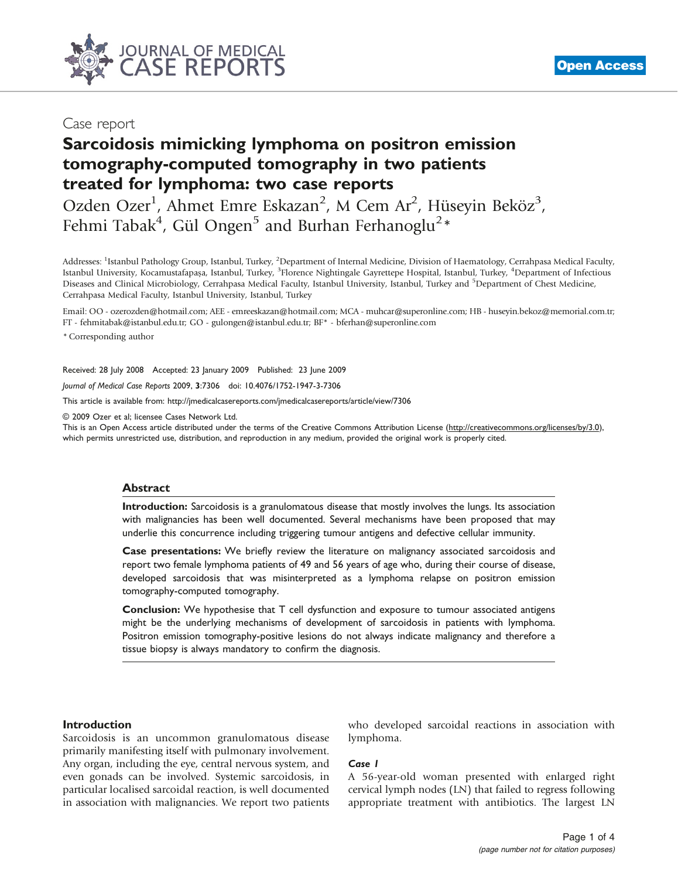Case report

# Sarcoidosis mimicking lymphoma on positron emission tomography-computed tomography in two patients treated for lymphoma: two case reports

Ozden Ozer[1], Ahmet Emre Eskazan[2], M Cem Ar[2], Hüseyin Beköz[3], Fehmi Tabak[4], Gül Ongen[5] and Burhan Ferhanoglu[2]*

Addresses: [1]Istanbul Pathology Group, Istanbul, Turkey, [2]Department of Internal Medicine, Division of Haematology, Cerrahpasa Medical Faculty, Istanbul University, Kocamustafapaşa, Istanbul, Turkey, [3]Florence Nightingale Gayrettepe Hospital, Istanbul, Turkey, [4]Department of Infectious Diseases and Clinical Microbiology, Cerrahpasa Medical Faculty, Istanbul University, Istanbul, Turkey and [5]Department of Chest Medicine, Cerrahpasa Medical Faculty, Istanbul University, Istanbul, Turkey

Email: OO - ozerozden@hotmail.com; AEE - emreeskazan@hotmail.com; MCA - muhcar@superonline.com; HB - huseyin.bekoz@memorial.com.tr; FT - fehmitabak@istanbul.edu.tr; GO - gulongen@istanbul.edu.tr; BF* - bferhan@superonline.com

\* Corresponding author

Received: 28 July 2008 Accepted: 23 January 2009 Published: 23 June 2009

*Journal of Medical Case Reports* 2009, **3**:7306 doi: 10.4076/1752-1947-3-7306

This article is available from: http://jmedicalcasereports.com/jmedicalcasereports/article/view/7306

© 2009 Ozer et al; licensee Cases Network Ltd.

This is an Open Access article distributed under the terms of the Creative Commons Attribution License (http://creativecommons.org/licenses/by/3.0), which permits unrestricted use, distribution, and reproduction in any medium, provided the original work is properly cited.

## Abstract

**Introduction:** Sarcoidosis is a granulomatous disease that mostly involves the lungs. Its association with malignancies has been well documented. Several mechanisms have been proposed that may underlie this concurrence including triggering tumour antigens and defective cellular immunity.

**Case presentations:** We briefly review the literature on malignancy associated sarcoidosis and report two female lymphoma patients of 49 and 56 years of age who, during their course of disease, developed sarcoidosis that was misinterpreted as a lymphoma relapse on positron emission tomography-computed tomography.

**Conclusion:** We hypothesise that T cell dysfunction and exposure to tumour associated antigens might be the underlying mechanisms of development of sarcoidosis in patients with lymphoma. Positron emission tomography-positive lesions do not always indicate malignancy and therefore a tissue biopsy is always mandatory to confirm the diagnosis.

## Introduction

Sarcoidosis is an uncommon granulomatous disease primarily manifesting itself with pulmonary involvement. Any organ, including the eye, central nervous system, and even gonads can be involved. Systemic sarcoidosis, in particular localised sarcoidal reaction, is well documented in association with malignancies. We report two patients who developed sarcoidal reactions in association with lymphoma.

### *Case 1*

A 56-year-old woman presented with enlarged right cervical lymph nodes (LN) that failed to regress following appropriate treatment with antibiotics. The largest LN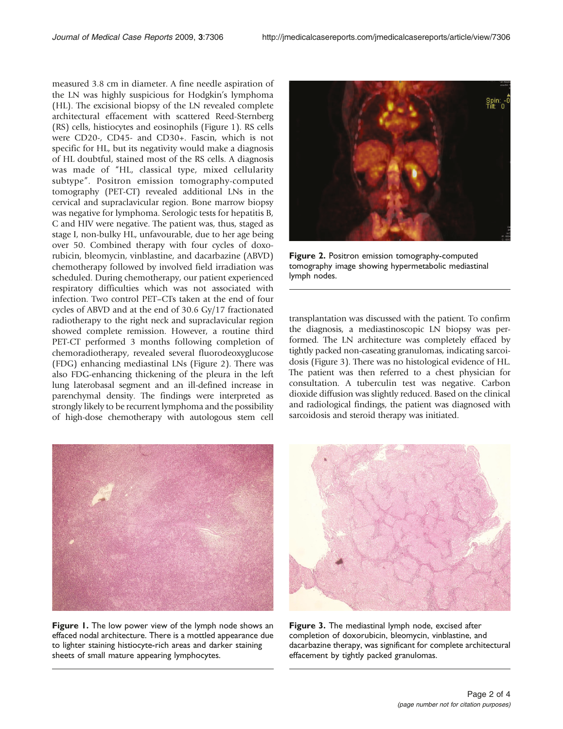measured 3.8 cm in diameter. A fine needle aspiration of the LN was highly suspicious for Hodgkin's lymphoma (HL). The excisional biopsy of the LN revealed complete architectural effacement with scattered Reed-Sternberg (RS) cells, histiocytes and eosinophils (Figure 1). RS cells were CD20-, CD45- and CD30+. Fascin, which is not specific for HL, but its negativity would make a diagnosis of HL doubtful, stained most of the RS cells. A diagnosis was made of "HL, classical type, mixed cellularity subtype". Positron emission tomography-computed tomography (PET-CT) revealed additional LNs in the cervical and supraclavicular region. Bone marrow biopsy was negative for lymphoma. Serologic tests for hepatitis B, C and HIV were negative. The patient was, thus, staged as stage I, non-bulky HL, unfavourable, due to her age being over 50. Combined therapy with four cycles of doxorubicin, bleomycin, vinblastine, and dacarbazine (ABVD) chemotherapy followed by involved field irradiation was scheduled. During chemotherapy, our patient experienced respiratory difficulties which was not associated with infection. Two control PET–CTs taken at the end of four cycles of ABVD and at the end of 30.6 Gy/17 fractionated radiotherapy to the right neck and supraclavicular region showed complete remission. However, a routine third PET-CT performed 3 months following completion of chemoradiotherapy, revealed several fluorodeoxyglucose (FDG) enhancing mediastinal LNs (Figure 2). There was also FDG-enhancing thickening of the pleura in the left lung laterobasal segment and an ill-defined increase in parenchymal density. The findings were interpreted as strongly likely to be recurrent lymphoma and the possibility of high-dose chemotherapy with autologous stem cell transplantation was discussed with the patient. To confirm the diagnosis, a mediastinoscopic LN biopsy was performed. The LN architecture was completely effaced by tightly packed non-caseating granulomas, indicating sarcoidosis (Figure 3). There was no histological evidence of HL. The patient was then referred to a chest physician for consultation. A tuberculin test was negative. Carbon dioxide diffusion was slightly reduced. Based on the clinical and radiological findings, the patient was diagnosed with sarcoidosis and steroid therapy was initiated.

**Figure 2.** Positron emission tomography-computed tomography image showing hypermetabolic mediastinal lymph nodes.

**Figure 1.** The low power view of the lymph node shows an effaced nodal architecture. There is a mottled appearance due to lighter staining histiocyte-rich areas and darker staining sheets of small mature appearing lymphocytes.

**Figure 3.** The mediastinal lymph node, excised after completion of doxorubicin, bleomycin, vinblastine, and dacarbazine therapy, was significant for complete architectural effacement by tightly packed granulomas.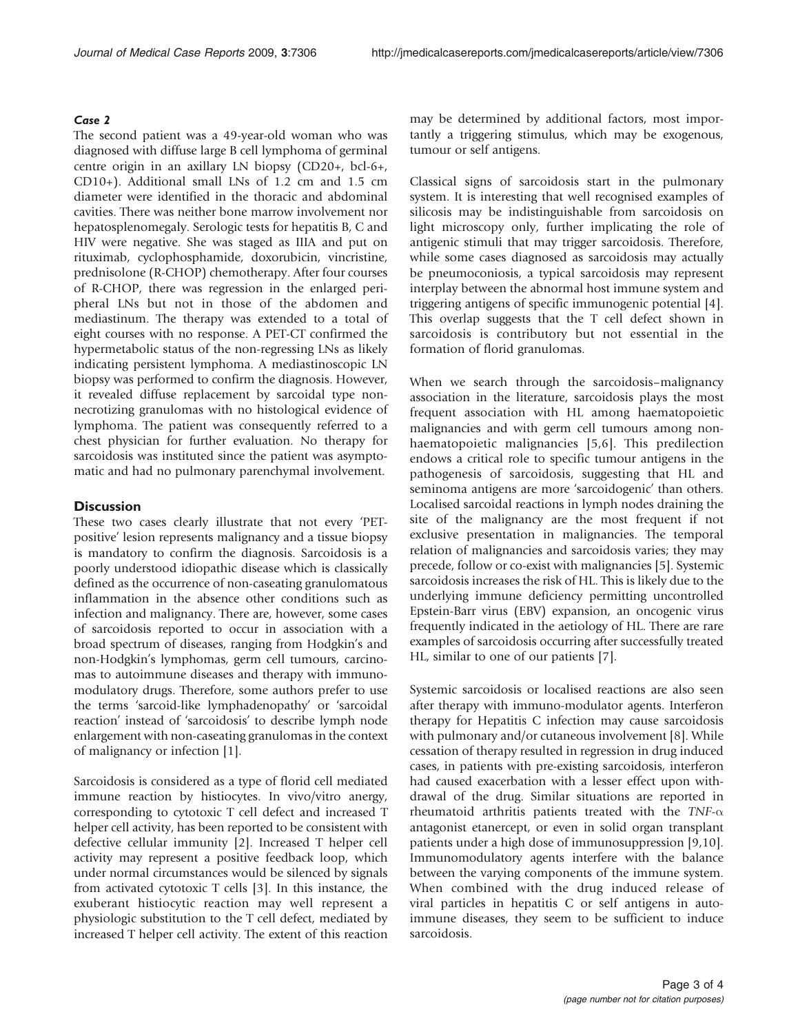### *Case 2*

The second patient was a 49-year-old woman who was diagnosed with diffuse large B cell lymphoma of germinal centre origin in an axillary LN biopsy (CD20+, bcl-6+, CD10+). Additional small LNs of 1.2 cm and 1.5 cm diameter were identified in the thoracic and abdominal cavities. There was neither bone marrow involvement nor hepatosplenomegaly. Serologic tests for hepatitis B, C and HIV were negative. She was staged as IIIA and put on rituximab, cyclophosphamide, doxorubicin, vincristine, prednisolone (R-CHOP) chemotherapy. After four courses of R-CHOP, there was regression in the enlarged peripheral LNs but not in those of the abdomen and mediastinum. The therapy was extended to a total of eight courses with no response. A PET-CT confirmed the hypermetabolic status of the non-regressing LNs as likely indicating persistent lymphoma. A mediastinoscopic LN biopsy was performed to confirm the diagnosis. However, it revealed diffuse replacement by sarcoidal type non-necrotizing granulomas with no histological evidence of lymphoma. The patient was consequently referred to a chest physician for further evaluation. No therapy for sarcoidosis was instituted since the patient was asymptomatic and had no pulmonary parenchymal involvement.

## Discussion

These two cases clearly illustrate that not every 'PET-positive' lesion represents malignancy and a tissue biopsy is mandatory to confirm the diagnosis. Sarcoidosis is a poorly understood idiopathic disease which is classically defined as the occurrence of non-caseating granulomatous inflammation in the absence other conditions such as infection and malignancy. There are, however, some cases of sarcoidosis reported to occur in association with a broad spectrum of diseases, ranging from Hodgkin's and non-Hodgkin's lymphomas, germ cell tumours, carcinomas to autoimmune diseases and therapy with immunomodulatory drugs. Therefore, some authors prefer to use the terms 'sarcoid-like lymphadenopathy' or 'sarcoidal reaction' instead of 'sarcoidosis' to describe lymph node enlargement with non-caseating granulomas in the context of malignancy or infection [1].

Sarcoidosis is considered as a type of florid cell mediated immune reaction by histiocytes. In vivo/vitro anergy, corresponding to cytotoxic T cell defect and increased T helper cell activity, has been reported to be consistent with defective cellular immunity [2]. Increased T helper cell activity may represent a positive feedback loop, which under normal circumstances would be silenced by signals from activated cytotoxic T cells [3]. In this instance, the exuberant histiocytic reaction may well represent a physiologic substitution to the T cell defect, mediated by increased T helper cell activity. The extent of this reaction may be determined by additional factors, most importantly a triggering stimulus, which may be exogenous, tumour or self antigens.

Classical signs of sarcoidosis start in the pulmonary system. It is interesting that well recognised examples of silicosis may be indistinguishable from sarcoidosis on light microscopy only, further implicating the role of antigenic stimuli that may trigger sarcoidosis. Therefore, while some cases diagnosed as sarcoidosis may actually be pneumoconiosis, a typical sarcoidosis may represent interplay between the abnormal host immune system and triggering antigens of specific immunogenic potential [4]. This overlap suggests that the T cell defect shown in sarcoidosis is contributory but not essential in the formation of florid granulomas.

When we search through the sarcoidosis–malignancy association in the literature, sarcoidosis plays the most frequent association with HL among haematopoietic malignancies and with germ cell tumours among non-haematopoietic malignancies [5,6]. This predilection endows a critical role to specific tumour antigens in the pathogenesis of sarcoidosis, suggesting that HL and seminoma antigens are more 'sarcoidogenic' than others. Localised sarcoidal reactions in lymph nodes draining the site of the malignancy are the most frequent if not exclusive presentation in malignancies. The temporal relation of malignancies and sarcoidosis varies; they may precede, follow or co-exist with malignancies [5]. Systemic sarcoidosis increases the risk of HL. This is likely due to the underlying immune deficiency permitting uncontrolled Epstein-Barr virus (EBV) expansion, an oncogenic virus frequently indicated in the aetiology of HL. There are rare examples of sarcoidosis occurring after successfully treated HL, similar to one of our patients [7].

Systemic sarcoidosis or localised reactions are also seen after therapy with immuno-modulator agents. Interferon therapy for Hepatitis C infection may cause sarcoidosis with pulmonary and/or cutaneous involvement [8]. While cessation of therapy resulted in regression in drug induced cases, in patients with pre-existing sarcoidosis, interferon had caused exacerbation with a lesser effect upon withdrawal of the drug. Similar situations are reported in rheumatoid arthritis patients treated with the *TNF*-$\alpha$ antagonist etanercept, or even in solid organ transplant patients under a high dose of immunosuppression [9,10]. Immunomodulatory agents interfere with the balance between the varying components of the immune system. When combined with the drug induced release of viral particles in hepatitis C or self antigens in autoimmune diseases, they seem to be sufficient to induce sarcoidosis.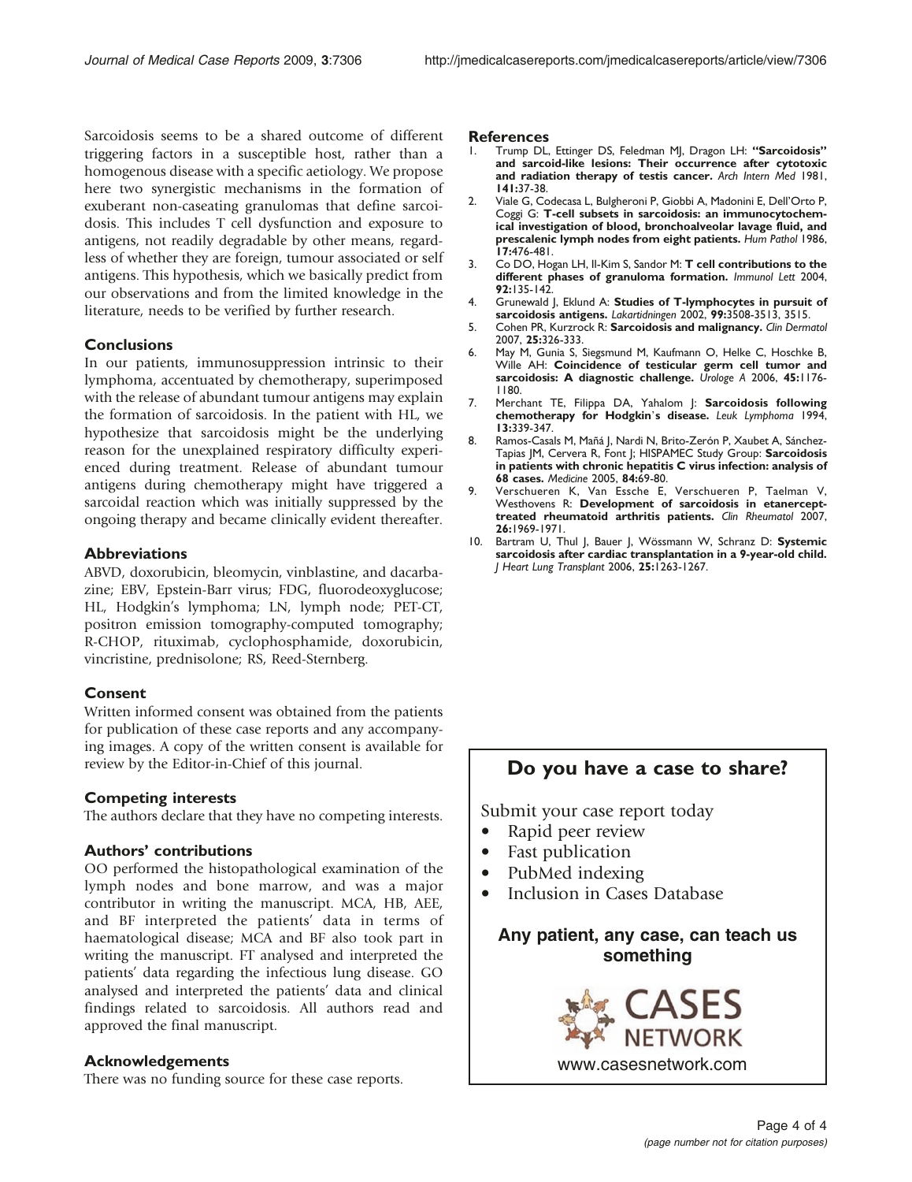Sarcoidosis seems to be a shared outcome of different triggering factors in a susceptible host, rather than a homogenous disease with a specific aetiology. We propose here two synergistic mechanisms in the formation of exuberant non-caseating granulomas that define sarcoidosis. This includes T cell dysfunction and exposure to antigens, not readily degradable by other means, regardless of whether they are foreign, tumour associated or self antigens. This hypothesis, which we basically predict from our observations and from the limited knowledge in the literature, needs to be verified by further research.

## Conclusions

In our patients, immunosuppression intrinsic to their lymphoma, accentuated by chemotherapy, superimposed with the release of abundant tumour antigens may explain the formation of sarcoidosis. In the patient with HL, we hypothesize that sarcoidosis might be the underlying reason for the unexplained respiratory difficulty experienced during treatment. Release of abundant tumour antigens during chemotherapy might have triggered a sarcoidal reaction which was initially suppressed by the ongoing therapy and became clinically evident thereafter.

## Abbreviations

ABVD, doxorubicin, bleomycin, vinblastine, and dacarbazine; EBV, Epstein-Barr virus; FDG, fluorodeoxyglucose; HL, Hodgkin's lymphoma; LN, lymph node; PET-CT, positron emission tomography-computed tomography; R-CHOP, rituximab, cyclophosphamide, doxorubicin, vincristine, prednisolone; RS, Reed-Sternberg.

## Consent

Written informed consent was obtained from the patients for publication of these case reports and any accompanying images. A copy of the written consent is available for review by the Editor-in-Chief of this journal.

## Competing interests

The authors declare that they have no competing interests.

## Authors' contributions

OO performed the histopathological examination of the lymph nodes and bone marrow, and was a major contributor in writing the manuscript. MCA, HB, AEE, and BF interpreted the patients' data in terms of haematological disease; MCA and BF also took part in writing the manuscript. FT analysed and interpreted the patients' data regarding the infectious lung disease. GO analysed and interpreted the patients' data and clinical findings related to sarcoidosis. All authors read and approved the final manuscript.

## Acknowledgements

There was no funding source for these case reports.

## References

1. Trump DL, Ettinger DS, Feledman MJ, Dragon LH: **"Sarcoidosis" and sarcoid-like lesions: Their occurrence after cytotoxic and radiation therapy of testis cancer.** *Arch Intern Med* 1981, **141:**37-38.
2. Viale G, Codecasa L, Bulgheroni P, Giobbi A, Madonini E, Dell'Orto P, Coggi G: **T-cell subsets in sarcoidosis: an immunocytochemical investigation of blood, bronchoalveolar lavage fluid, and prescalenic lymph nodes from eight patients.** *Hum Pathol* 1986, **17:**476-481.
3. Co DO, Hogan LH, Il-Kim S, Sandor M: **T cell contributions to the different phases of granuloma formation.** *Immunol Lett* 2004, **92:**135-142.
4. Grunewald J, Eklund A: **Studies of T-lymphocytes in pursuit of sarcoidosis antigens.** *Lakartidningen* 2002, **99:**3508-3513, 3515.
5. Cohen PR, Kurzrock R: **Sarcoidosis and malignancy.** *Clin Dermatol* 2007, **25:**326-333.
6. May M, Gunia S, Siegsmund M, Kaufmann O, Helke C, Hoschke B, Wille AH: **Coincidence of testicular germ cell tumor and sarcoidosis: A diagnostic challenge.** *Urologe A* 2006, **45:**1176-1180.
7. Merchant TE, Filippa DA, Yahalom J: **Sarcoidosis following chemotherapy for Hodgkin's disease.** *Leuk Lymphoma* 1994, **13:**339-347.
8. Ramos-Casals M, Mañá J, Nardi N, Brito-Zerón P, Xaubet A, Sánchez-Tapias JM, Cervera R, Font J; HISPAMEC Study Group: **Sarcoidosis in patients with chronic hepatitis C virus infection: analysis of 68 cases.** *Medicine* 2005, **84:**69-80.
9. Verschueren K, Van Essche E, Verschueren P, Taelman V, Westhovens R: **Development of sarcoidosis in etanercept-treated rheumatoid arthritis patients.** *Clin Rheumatol* 2007, **26:**1969-1971.
10. Bartram U, Thul J, Bauer J, Wössmann W, Schranz D: **Systemic sarcoidosis after cardiac transplantation in a 9-year-old child.** *J Heart Lung Transplant* 2006, **25:**1263-1267.

**Do you have a case to share?**

Submit your case report today

- Rapid peer review
- Fast publication
- PubMed indexing
- Inclusion in Cases Database

**Any patient, any case, can teach us something**

CASES NETWORK

www.casesnetwork.com